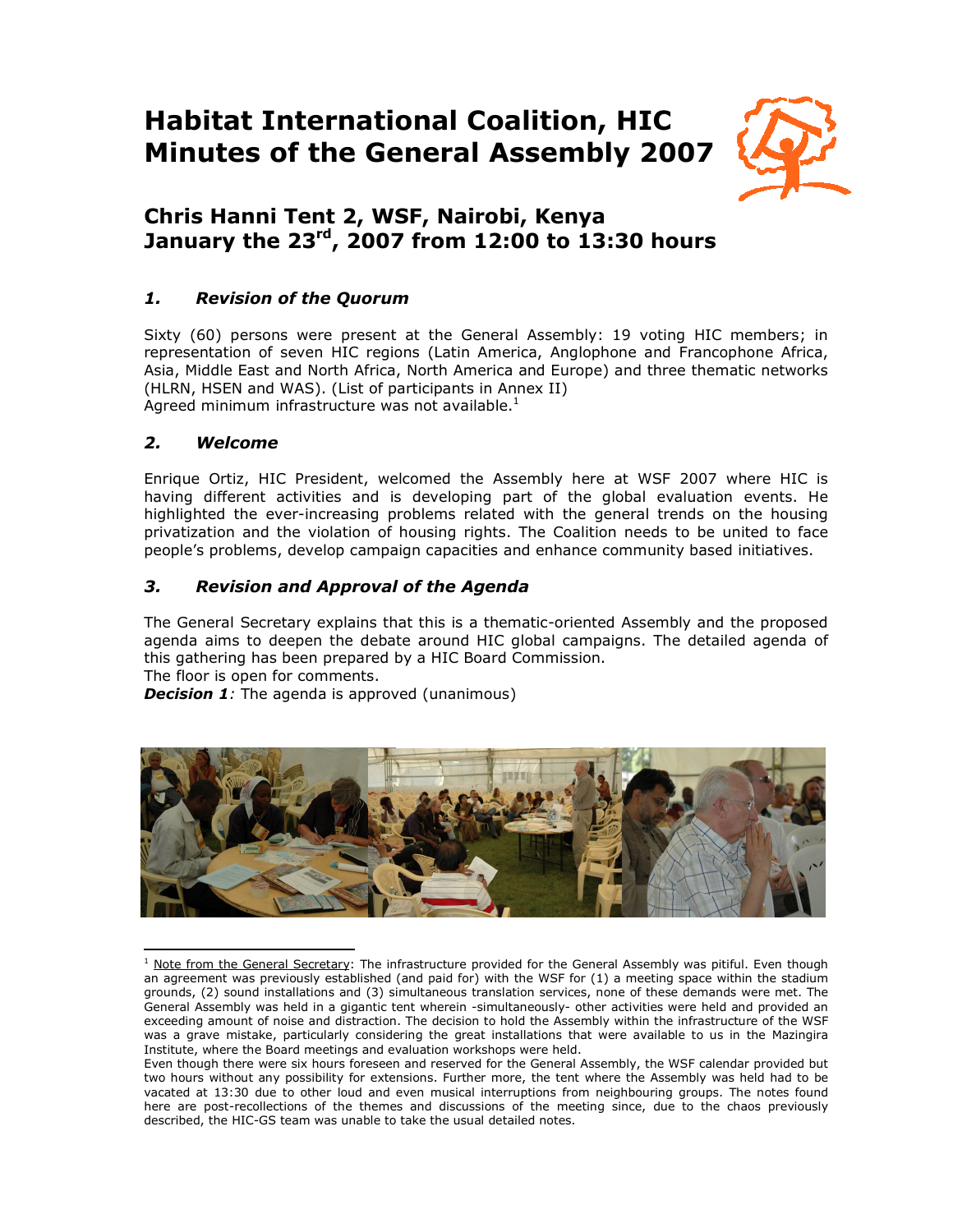# Habitat International Coalition, HIC
# Minutes of the General Assembly 2007

## Chris Hanni Tent 2, WSF, Nairobi, Kenya
## January the 23rd, 2007 from 12:00 to 13:30 hours

### *1. Revision of the Quorum*

Sixty (60) persons were present at the General Assembly: 19 voting HIC members; in representation of seven HIC regions (Latin America, Anglophone and Francophone Africa, Asia, Middle East and North Africa, North America and Europe) and three thematic networks (HLRN, HSEN and WAS). (List of participants in Annex II)
Agreed minimum infrastructure was not available.[1]

### *2. Welcome*

Enrique Ortiz, HIC President, welcomed the Assembly here at WSF 2007 where HIC is having different activities and is developing part of the global evaluation events. He highlighted the ever-increasing problems related with the general trends on the housing privatization and the violation of housing rights. The Coalition needs to be united to face people's problems, develop campaign capacities and enhance community based initiatives.

### *3. Revision and Approval of the Agenda*

The General Secretary explains that this is a thematic-oriented Assembly and the proposed agenda aims to deepen the debate around HIC global campaigns. The detailed agenda of this gathering has been prepared by a HIC Board Commission.
The floor is open for comments.
***Decision 1****:* The agenda is approved (unanimous)

---

[1] Note from the General Secretary: The infrastructure provided for the General Assembly was pitiful. Even though an agreement was previously established (and paid for) with the WSF for (1) a meeting space within the stadium grounds, (2) sound installations and (3) simultaneous translation services, none of these demands were met. The General Assembly was held in a gigantic tent wherein -simultaneously- other activities were held and provided an exceeding amount of noise and distraction. The decision to hold the Assembly within the infrastructure of the WSF was a grave mistake, particularly considering the great installations that were available to us in the Mazingira Institute, where the Board meetings and evaluation workshops were held.
Even though there were six hours foreseen and reserved for the General Assembly, the WSF calendar provided but two hours without any possibility for extensions. Further more, the tent where the Assembly was held had to be vacated at 13:30 due to other loud and even musical interruptions from neighbouring groups. The notes found here are post-recollections of the themes and discussions of the meeting since, due to the chaos previously described, the HIC-GS team was unable to take the usual detailed notes.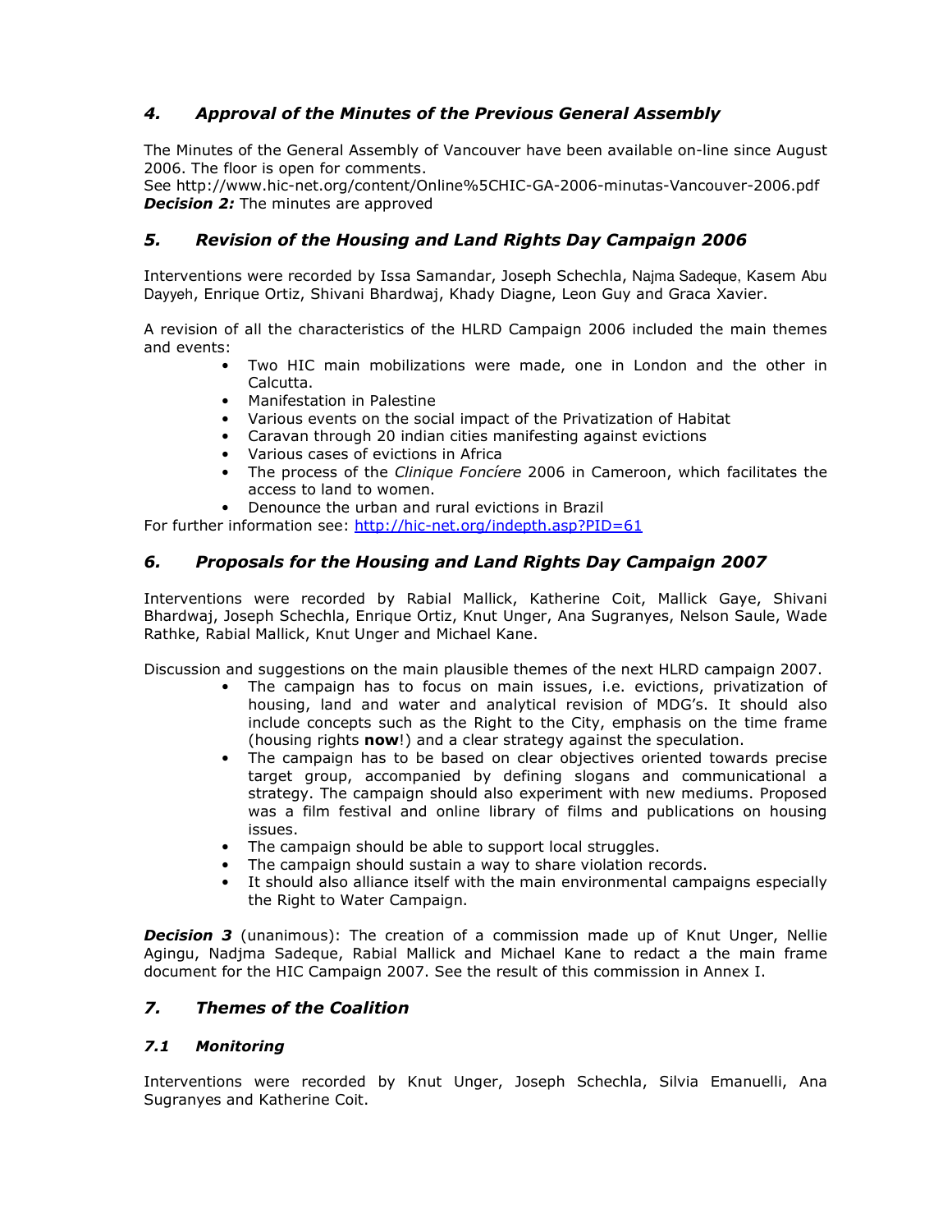## *4. Approval of the Minutes of the Previous General Assembly*

The Minutes of the General Assembly of Vancouver have been available on-line since August 2006. The floor is open for comments.
See http://www.hic-net.org/content/Online%5CHIC-GA-2006-minutas-Vancouver-2006.pdf
***Decision 2:*** The minutes are approved

## *5. Revision of the Housing and Land Rights Day Campaign 2006*

Interventions were recorded by Issa Samandar, Joseph Schechla, Najma Sadeque, Kasem Abu Dayyeh, Enrique Ortiz, Shivani Bhardwaj, Khady Diagne, Leon Guy and Graca Xavier.

A revision of all the characteristics of the HLRD Campaign 2006 included the main themes and events:

- Two HIC main mobilizations were made, one in London and the other in Calcutta.
- Manifestation in Palestine
- Various events on the social impact of the Privatization of Habitat
- Caravan through 20 indian cities manifesting against evictions
- Various cases of evictions in Africa
- The process of the *Clinique Foncíere* 2006 in Cameroon, which facilitates the access to land to women.
- Denounce the urban and rural evictions in Brazil

For further information see: http://hic-net.org/indepth.asp?PID=61

## *6. Proposals for the Housing and Land Rights Day Campaign 2007*

Interventions were recorded by Rabial Mallick, Katherine Coit, Mallick Gaye, Shivani Bhardwaj, Joseph Schechla, Enrique Ortiz, Knut Unger, Ana Sugranyes, Nelson Saule, Wade Rathke, Rabial Mallick, Knut Unger and Michael Kane.

Discussion and suggestions on the main plausible themes of the next HLRD campaign 2007.

- The campaign has to focus on main issues, i.e. evictions, privatization of housing, land and water and analytical revision of MDG's. It should also include concepts such as the Right to the City, emphasis on the time frame (housing rights **now**!) and a clear strategy against the speculation.
- The campaign has to be based on clear objectives oriented towards precise target group, accompanied by defining slogans and communicational a strategy. The campaign should also experiment with new mediums. Proposed was a film festival and online library of films and publications on housing issues.
- The campaign should be able to support local struggles.
- The campaign should sustain a way to share violation records.
- It should also alliance itself with the main environmental campaigns especially the Right to Water Campaign.

***Decision 3*** (unanimous): The creation of a commission made up of Knut Unger, Nellie Agingu, Nadjma Sadeque, Rabial Mallick and Michael Kane to redact a the main frame document for the HIC Campaign 2007. See the result of this commission in Annex I.

## *7. Themes of the Coalition*

### *7.1 Monitoring*

Interventions were recorded by Knut Unger, Joseph Schechla, Silvia Emanuelli, Ana Sugranyes and Katherine Coit.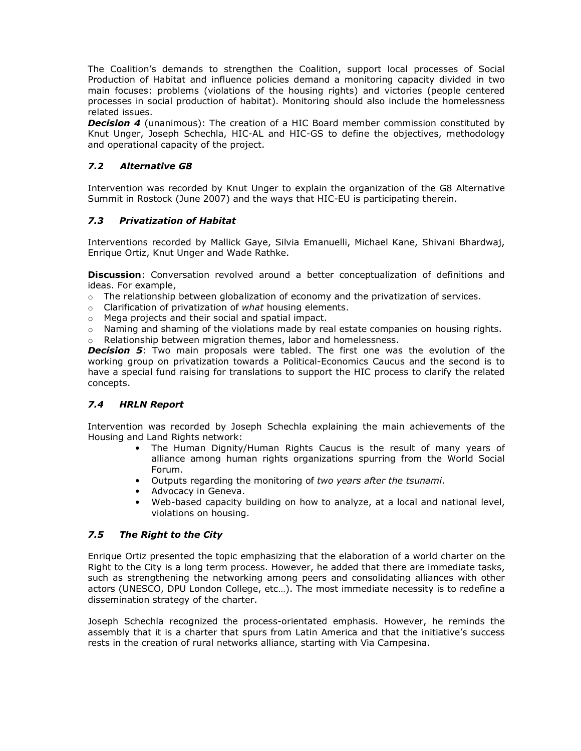The Coalition's demands to strengthen the Coalition, support local processes of Social Production of Habitat and influence policies demand a monitoring capacity divided in two main focuses: problems (violations of the housing rights) and victories (people centered processes in social production of habitat). Monitoring should also include the homelessness related issues.

***Decision 4*** (unanimous): The creation of a HIC Board member commission constituted by Knut Unger, Joseph Schechla, HIC-AL and HIC-GS to define the objectives, methodology and operational capacity of the project.

### *7.2 Alternative G8*

Intervention was recorded by Knut Unger to explain the organization of the G8 Alternative Summit in Rostock (June 2007) and the ways that HIC-EU is participating therein.

### *7.3 Privatization of Habitat*

Interventions recorded by Mallick Gaye, Silvia Emanuelli, Michael Kane, Shivani Bhardwaj, Enrique Ortiz, Knut Unger and Wade Rathke.

**Discussion**: Conversation revolved around a better conceptualization of definitions and ideas. For example,

- The relationship between globalization of economy and the privatization of services.
- Clarification of privatization of *what* housing elements.
- Mega projects and their social and spatial impact.
- Naming and shaming of the violations made by real estate companies on housing rights.
- Relationship between migration themes, labor and homelessness.

***Decision 5***: Two main proposals were tabled. The first one was the evolution of the working group on privatization towards a Political-Economics Caucus and the second is to have a special fund raising for translations to support the HIC process to clarify the related concepts.

### *7.4 HRLN Report*

Intervention was recorded by Joseph Schechla explaining the main achievements of the Housing and Land Rights network:

- The Human Dignity/Human Rights Caucus is the result of many years of alliance among human rights organizations spurring from the World Social Forum.
- Outputs regarding the monitoring of *two years after the tsunami*.
- Advocacy in Geneva.
- Web-based capacity building on how to analyze, at a local and national level, violations on housing.

### *7.5 The Right to the City*

Enrique Ortiz presented the topic emphasizing that the elaboration of a world charter on the Right to the City is a long term process. However, he added that there are immediate tasks, such as strengthening the networking among peers and consolidating alliances with other actors (UNESCO, DPU London College, etc…). The most immediate necessity is to redefine a dissemination strategy of the charter.

Joseph Schechla recognized the process-orientated emphasis. However, he reminds the assembly that it is a charter that spurs from Latin America and that the initiative's success rests in the creation of rural networks alliance, starting with Via Campesina.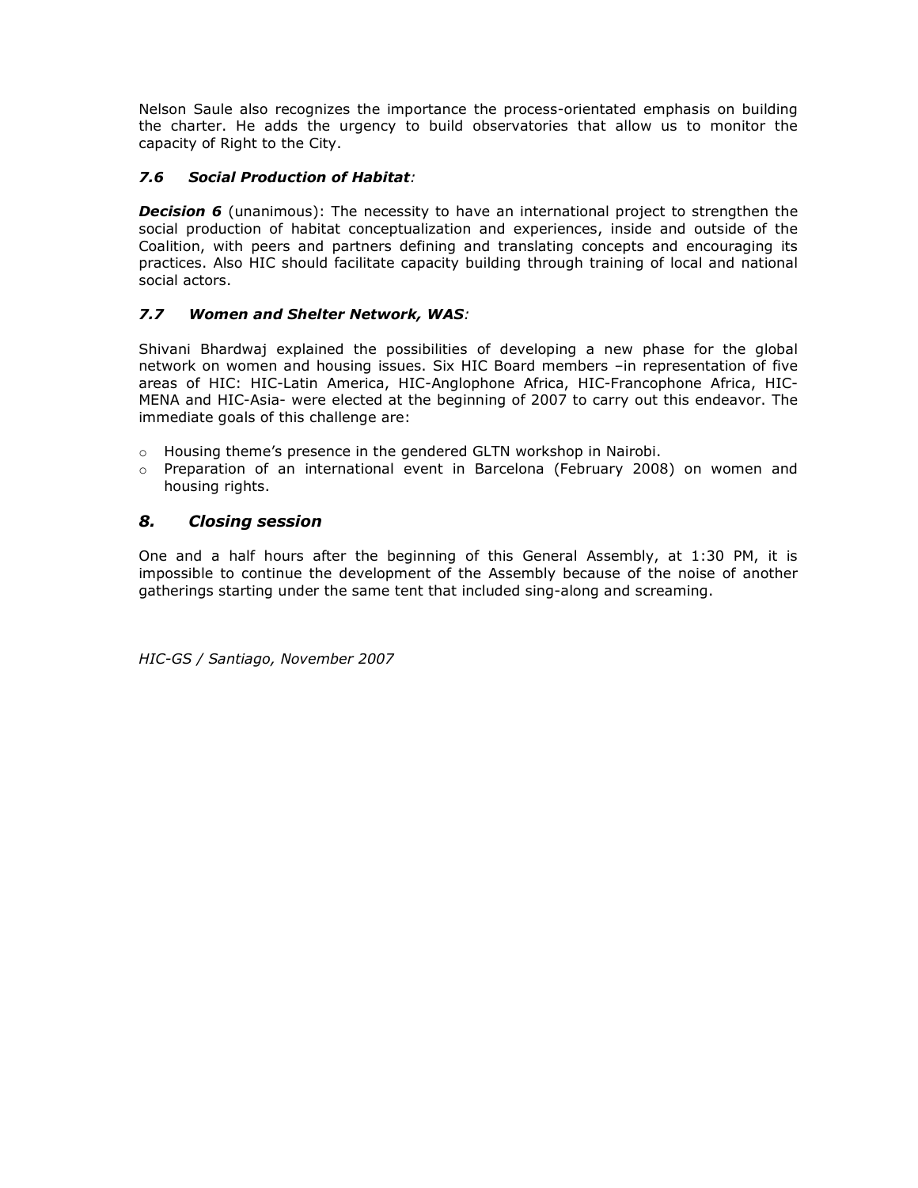Nelson Saule also recognizes the importance the process-orientated emphasis on building the charter. He adds the urgency to build observatories that allow us to monitor the capacity of Right to the City.

### *7.6 Social Production of Habitat:*

***Decision 6*** (unanimous): The necessity to have an international project to strengthen the social production of habitat conceptualization and experiences, inside and outside of the Coalition, with peers and partners defining and translating concepts and encouraging its practices. Also HIC should facilitate capacity building through training of local and national social actors.

### *7.7 Women and Shelter Network, WAS:*

Shivani Bhardwaj explained the possibilities of developing a new phase for the global network on women and housing issues. Six HIC Board members –in representation of five areas of HIC: HIC-Latin America, HIC-Anglophone Africa, HIC-Francophone Africa, HIC-MENA and HIC-Asia- were elected at the beginning of 2007 to carry out this endeavor. The immediate goals of this challenge are:

- Housing theme's presence in the gendered GLTN workshop in Nairobi.
- Preparation of an international event in Barcelona (February 2008) on women and housing rights.

## *8. Closing session*

One and a half hours after the beginning of this General Assembly, at 1:30 PM, it is impossible to continue the development of the Assembly because of the noise of another gatherings starting under the same tent that included sing-along and screaming.

*HIC-GS / Santiago, November 2007*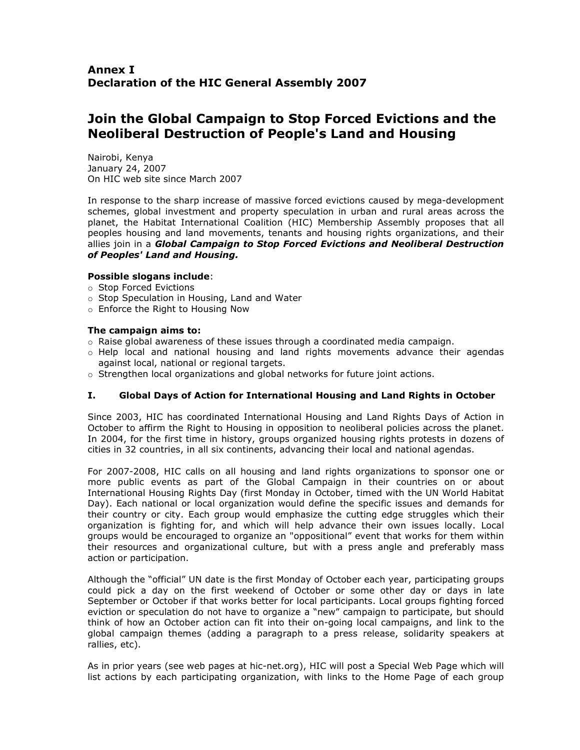## Annex I
## Declaration of the HIC General Assembly 2007

# Join the Global Campaign to Stop Forced Evictions and the Neoliberal Destruction of People's Land and Housing

Nairobi, Kenya
January 24, 2007
On HIC web site since March 2007

In response to the sharp increase of massive forced evictions caused by mega-development schemes, global investment and property speculation in urban and rural areas across the planet, the Habitat International Coalition (HIC) Membership Assembly proposes that all peoples housing and land movements, tenants and housing rights organizations, and their allies join in a ***Global Campaign to Stop Forced Evictions and Neoliberal Destruction of Peoples' Land and Housing.***

**Possible slogans include**:
- Stop Forced Evictions
- Stop Speculation in Housing, Land and Water
- Enforce the Right to Housing Now

**The campaign aims to:**
- Raise global awareness of these issues through a coordinated media campaign.
- Help local and national housing and land rights movements advance their agendas against local, national or regional targets.
- Strengthen local organizations and global networks for future joint actions.

### I. Global Days of Action for International Housing and Land Rights in October

Since 2003, HIC has coordinated International Housing and Land Rights Days of Action in October to affirm the Right to Housing in opposition to neoliberal policies across the planet. In 2004, for the first time in history, groups organized housing rights protests in dozens of cities in 32 countries, in all six continents, advancing their local and national agendas.

For 2007-2008, HIC calls on all housing and land rights organizations to sponsor one or more public events as part of the Global Campaign in their countries on or about International Housing Rights Day (first Monday in October, timed with the UN World Habitat Day). Each national or local organization would define the specific issues and demands for their country or city. Each group would emphasize the cutting edge struggles which their organization is fighting for, and which will help advance their own issues locally. Local groups would be encouraged to organize an "oppositional" event that works for them within their resources and organizational culture, but with a press angle and preferably mass action or participation.

Although the "official" UN date is the first Monday of October each year, participating groups could pick a day on the first weekend of October or some other day or days in late September or October if that works better for local participants. Local groups fighting forced eviction or speculation do not have to organize a "new" campaign to participate, but should think of how an October action can fit into their on-going local campaigns, and link to the global campaign themes (adding a paragraph to a press release, solidarity speakers at rallies, etc).

As in prior years (see web pages at hic-net.org), HIC will post a Special Web Page which will list actions by each participating organization, with links to the Home Page of each group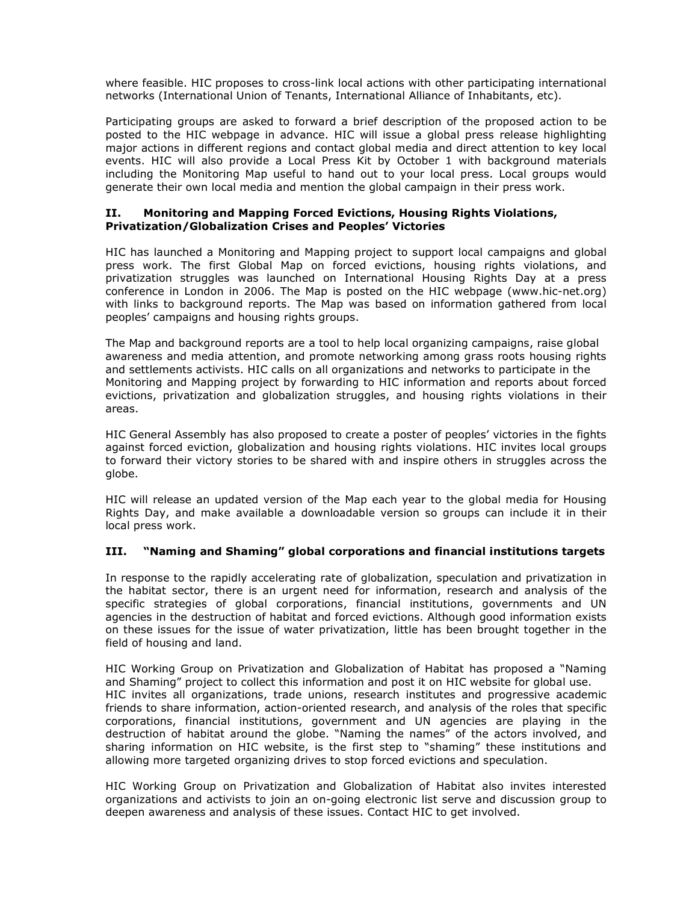where feasible. HIC proposes to cross-link local actions with other participating international networks (International Union of Tenants, International Alliance of Inhabitants, etc).

Participating groups are asked to forward a brief description of the proposed action to be posted to the HIC webpage in advance. HIC will issue a global press release highlighting major actions in different regions and contact global media and direct attention to key local events. HIC will also provide a Local Press Kit by October 1 with background materials including the Monitoring Map useful to hand out to your local press. Local groups would generate their own local media and mention the global campaign in their press work.

### II. Monitoring and Mapping Forced Evictions, Housing Rights Violations, Privatization/Globalization Crises and Peoples' Victories

HIC has launched a Monitoring and Mapping project to support local campaigns and global press work. The first Global Map on forced evictions, housing rights violations, and privatization struggles was launched on International Housing Rights Day at a press conference in London in 2006. The Map is posted on the HIC webpage (www.hic-net.org) with links to background reports. The Map was based on information gathered from local peoples' campaigns and housing rights groups.

The Map and background reports are a tool to help local organizing campaigns, raise global awareness and media attention, and promote networking among grass roots housing rights and settlements activists. HIC calls on all organizations and networks to participate in the Monitoring and Mapping project by forwarding to HIC information and reports about forced evictions, privatization and globalization struggles, and housing rights violations in their areas.

HIC General Assembly has also proposed to create a poster of peoples' victories in the fights against forced eviction, globalization and housing rights violations. HIC invites local groups to forward their victory stories to be shared with and inspire others in struggles across the globe.

HIC will release an updated version of the Map each year to the global media for Housing Rights Day, and make available a downloadable version so groups can include it in their local press work.

### III. "Naming and Shaming" global corporations and financial institutions targets

In response to the rapidly accelerating rate of globalization, speculation and privatization in the habitat sector, there is an urgent need for information, research and analysis of the specific strategies of global corporations, financial institutions, governments and UN agencies in the destruction of habitat and forced evictions. Although good information exists on these issues for the issue of water privatization, little has been brought together in the field of housing and land.

HIC Working Group on Privatization and Globalization of Habitat has proposed a "Naming and Shaming" project to collect this information and post it on HIC website for global use. HIC invites all organizations, trade unions, research institutes and progressive academic friends to share information, action-oriented research, and analysis of the roles that specific corporations, financial institutions, government and UN agencies are playing in the destruction of habitat around the globe. "Naming the names" of the actors involved, and sharing information on HIC website, is the first step to "shaming" these institutions and allowing more targeted organizing drives to stop forced evictions and speculation.

HIC Working Group on Privatization and Globalization of Habitat also invites interested organizations and activists to join an on-going electronic list serve and discussion group to deepen awareness and analysis of these issues. Contact HIC to get involved.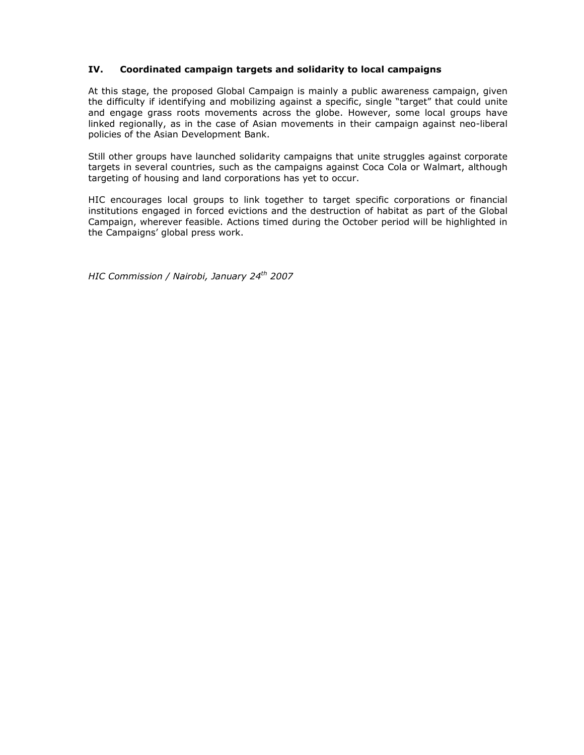## IV. Coordinated campaign targets and solidarity to local campaigns

At this stage, the proposed Global Campaign is mainly a public awareness campaign, given the difficulty if identifying and mobilizing against a specific, single "target" that could unite and engage grass roots movements across the globe. However, some local groups have linked regionally, as in the case of Asian movements in their campaign against neo-liberal policies of the Asian Development Bank.

Still other groups have launched solidarity campaigns that unite struggles against corporate targets in several countries, such as the campaigns against Coca Cola or Walmart, although targeting of housing and land corporations has yet to occur.

HIC encourages local groups to link together to target specific corporations or financial institutions engaged in forced evictions and the destruction of habitat as part of the Global Campaign, wherever feasible. Actions timed during the October period will be highlighted in the Campaigns' global press work.

*HIC Commission / Nairobi, January 24th 2007*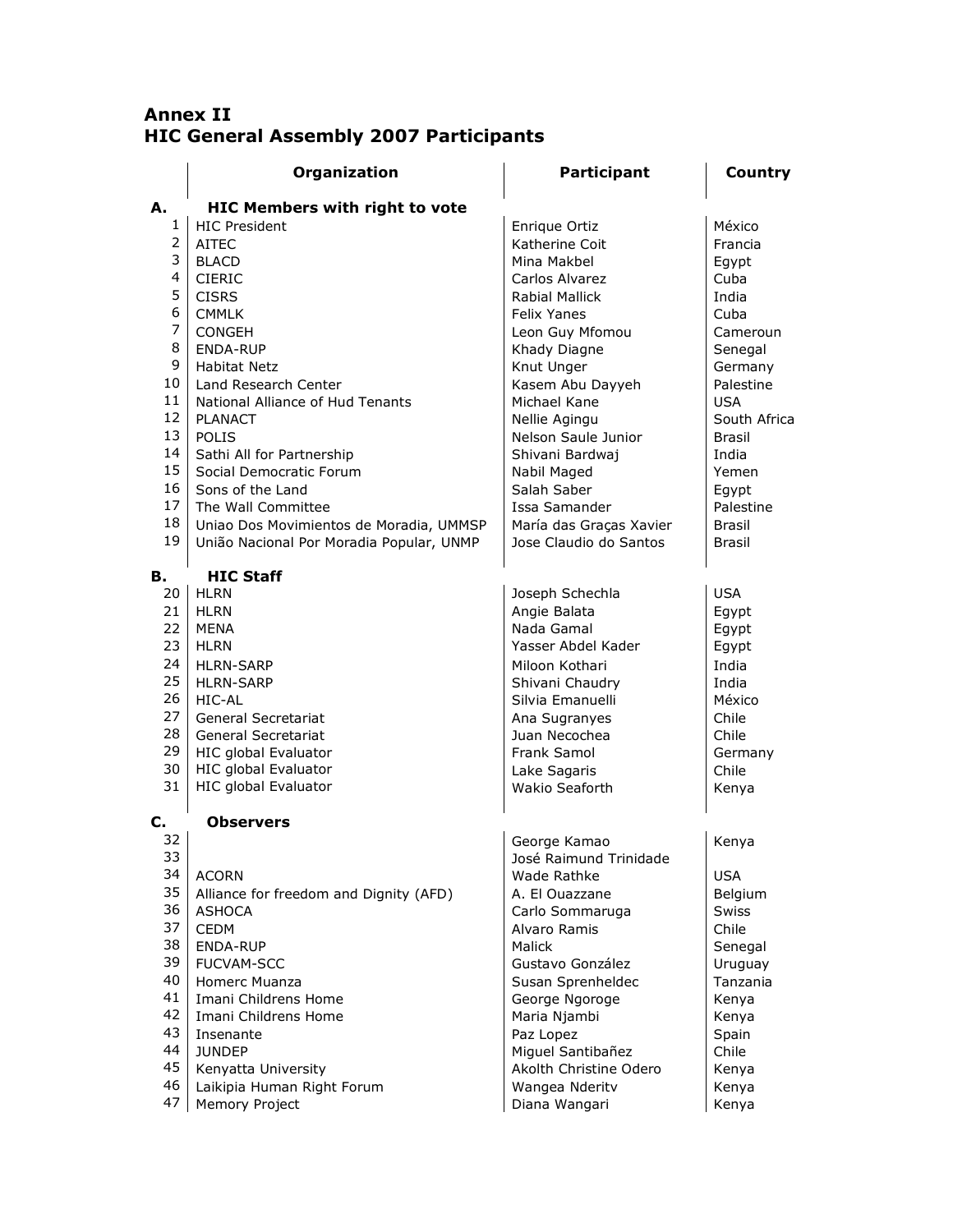# Annex II
# HIC General Assembly 2007 Participants

| | Organization | Participant | Country |
|---|---|---|---|
| **A.** | **HIC Members with right to vote** | | |
| 1 | HIC President | Enrique Ortiz | México |
| 2 | AITEC | Katherine Coit | Francia |
| 3 | BLACD | Mina Makbel | Egypt |
| 4 | CIERIC | Carlos Alvarez | Cuba |
| 5 | CISRS | Rabial Mallick | India |
| 6 | CMMLK | Felix Yanes | Cuba |
| 7 | CONGEH | Leon Guy Mfomou | Cameroun |
| 8 | ENDA-RUP | Khady Diagne | Senegal |
| 9 | Habitat Netz | Knut Unger | Germany |
| 10 | Land Research Center | Kasem Abu Dayyeh | Palestine |
| 11 | National Alliance of Hud Tenants | Michael Kane | USA |
| 12 | PLANACT | Nellie Agingu | South Africa |
| 13 | POLIS | Nelson Saule Junior | Brasil |
| 14 | Sathi All for Partnership | Shivani Bardwaj | India |
| 15 | Social Democratic Forum | Nabil Maged | Yemen |
| 16 | Sons of the Land | Salah Saber | Egypt |
| 17 | The Wall Committee | Issa Samander | Palestine |
| 18 | Uniao Dos Movimientos de Moradia, UMMSP | María das Graças Xavier | Brasil |
| 19 | União Nacional Por Moradia Popular, UNMP | Jose Claudio do Santos | Brasil |
| **B.** | **HIC Staff** | | |
| 20 | HLRN | Joseph Schechla | USA |
| 21 | HLRN | Angie Balata | Egypt |
| 22 | MENA | Nada Gamal | Egypt |
| 23 | HLRN | Yasser Abdel Kader | Egypt |
| 24 | HLRN-SARP | Miloon Kothari | India |
| 25 | HLRN-SARP | Shivani Chaudry | India |
| 26 | HIC-AL | Silvia Emanuelli | México |
| 27 | General Secretariat | Ana Sugranyes | Chile |
| 28 | General Secretariat | Juan Necochea | Chile |
| 29 | HIC global Evaluator | Frank Samol | Germany |
| 30 | HIC global Evaluator | Lake Sagaris | Chile |
| 31 | HIC global Evaluator | Wakio Seaforth | Kenya |
| **C.** | **Observers** | | |
| 32 | | George Kamao | Kenya |
| 33 | | José Raimund Trinidade | |
| 34 | ACORN | Wade Rathke | USA |
| 35 | Alliance for freedom and Dignity (AFD) | A. El Ouazzane | Belgium |
| 36 | ASHOCA | Carlo Sommaruga | Swiss |
| 37 | CEDM | Alvaro Ramis | Chile |
| 38 | ENDA-RUP | Malick | Senegal |
| 39 | FUCVAM-SCC | Gustavo González | Uruguay |
| 40 | Homerc Muanza | Susan Sprenheldec | Tanzania |
| 41 | Imani Childrens Home | George Ngoroge | Kenya |
| 42 | Imani Childrens Home | Maria Njambi | Kenya |
| 43 | Insenante | Paz Lopez | Spain |
| 44 | JUNDEP | Miguel Santibañez | Chile |
| 45 | Kenyatta University | Akolth Christine Odero | Kenya |
| 46 | Laikipia Human Right Forum | Wangea Nderitv | Kenya |
| 47 | Memory Project | Diana Wangari | Kenya |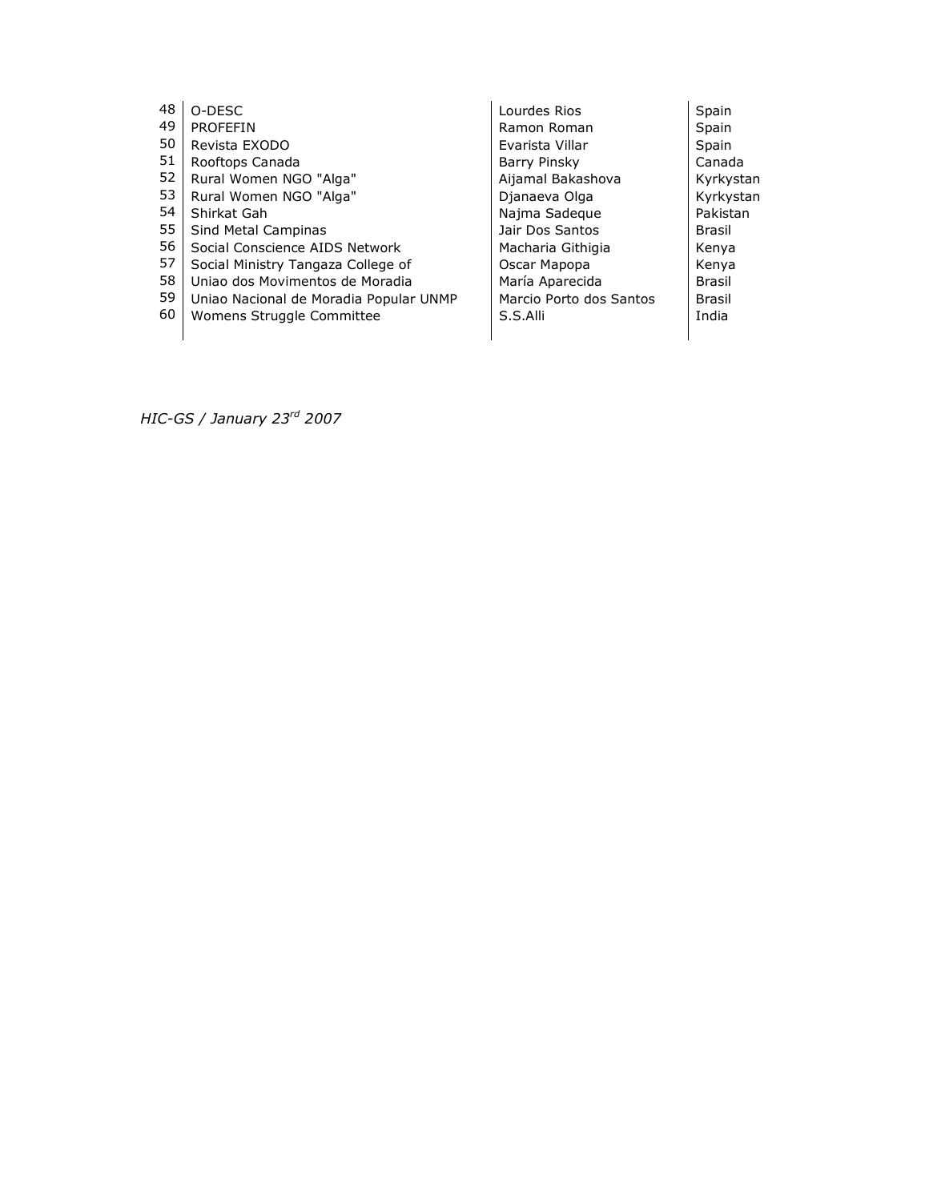| | | | |
|---|---|---|---|
| 48 | O-DESC | Lourdes Rios | Spain |
| 49 | PROFEFIN | Ramon Roman | Spain |
| 50 | Revista EXODO | Evarista Villar | Spain |
| 51 | Rooftops Canada | Barry Pinsky | Canada |
| 52 | Rural Women NGO "Alga" | Aijamal Bakashova | Kyrkystan |
| 53 | Rural Women NGO "Alga" | Djanaeva Olga | Kyrkystan |
| 54 | Shirkat Gah | Najma Sadeque | Pakistan |
| 55 | Sind Metal Campinas | Jair Dos Santos | Brasil |
| 56 | Social Conscience AIDS Network | Macharia Githigia | Kenya |
| 57 | Social Ministry Tangaza College of | Oscar Mapopa | Kenya |
| 58 | Uniao dos Movimentos de Moradia | María Aparecida | Brasil |
| 59 | Uniao Nacional de Moradia Popular UNMP | Marcio Porto dos Santos | Brasil |
| 60 | Womens Struggle Committee | S.S.Alli | India |

*HIC-GS / January 23rd 2007*